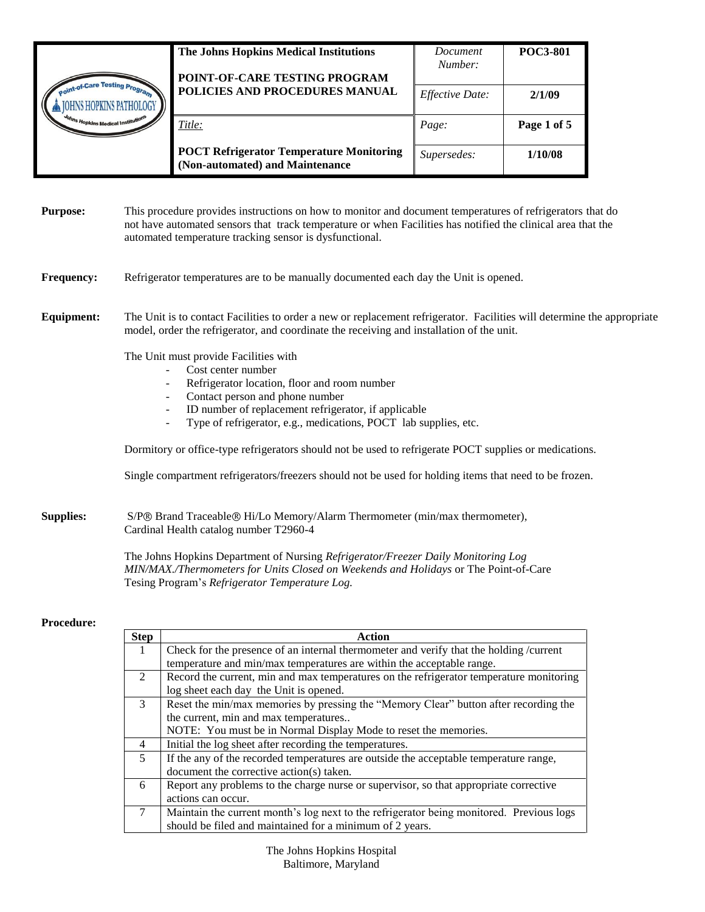| | The Johns Hopkins Medical Institutions<br><br>POINT-OF-CARE TESTING PROGRAM POLICIES AND PROCEDURES MANUAL | *Document Number:* | **POC3-801** |
|---|---|---|---|
| | | *Effective Date:* | **2/1/09** |
| | *Title:*<br><br>**POCT Refrigerator Temperature Monitoring (Non-automated) and Maintenance** | *Page:* | **Page 1 of 5** |
| | | *Supersedes:* | **1/10/08** |

**Purpose:** This procedure provides instructions on how to monitor and document temperatures of refrigerators that do not have automated sensors that track temperature or when Facilities has notified the clinical area that the automated temperature tracking sensor is dysfunctional.

**Frequency:** Refrigerator temperatures are to be manually documented each day the Unit is opened.

**Equipment:** The Unit is to contact Facilities to order a new or replacement refrigerator. Facilities will determine the appropriate model, order the refrigerator, and coordinate the receiving and installation of the unit.

The Unit must provide Facilities with

- Cost center number
- Refrigerator location, floor and room number
- Contact person and phone number
- ID number of replacement refrigerator, if applicable
- Type of refrigerator, e.g., medications, POCT lab supplies, etc.

Dormitory or office-type refrigerators should not be used to refrigerate POCT supplies or medications.

Single compartment refrigerators/freezers should not be used for holding items that need to be frozen.

**Supplies:** S/P® Brand Traceable® Hi/Lo Memory/Alarm Thermometer (min/max thermometer), Cardinal Health catalog number T2960-4

The Johns Hopkins Department of Nursing *Refrigerator/Freezer Daily Monitoring Log MIN/MAX./Thermometers for Units Closed on Weekends and Holidays* or The Point-of-Care Tesing Program's *Refrigerator Temperature Log.*

**Procedure:**

| Step | Action |
|---|---|
| 1 | Check for the presence of an internal thermometer and verify that the holding /current temperature and min/max temperatures are within the acceptable range. |
| 2 | Record the current, min and max temperatures on the refrigerator temperature monitoring log sheet each day the Unit is opened. |
| 3 | Reset the min/max memories by pressing the "Memory Clear" button after recording the the current, min and max temperatures..<br>NOTE: You must be in Normal Display Mode to reset the memories. |
| 4 | Initial the log sheet after recording the temperatures. |
| 5 | If the any of the recorded temperatures are outside the acceptable temperature range, document the corrective action(s) taken. |
| 6 | Report any problems to the charge nurse or supervisor, so that appropriate corrective actions can occur. |
| 7 | Maintain the current month's log next to the refrigerator being monitored. Previous logs should be filed and maintained for a minimum of 2 years. |

The Johns Hopkins Hospital
Baltimore, Maryland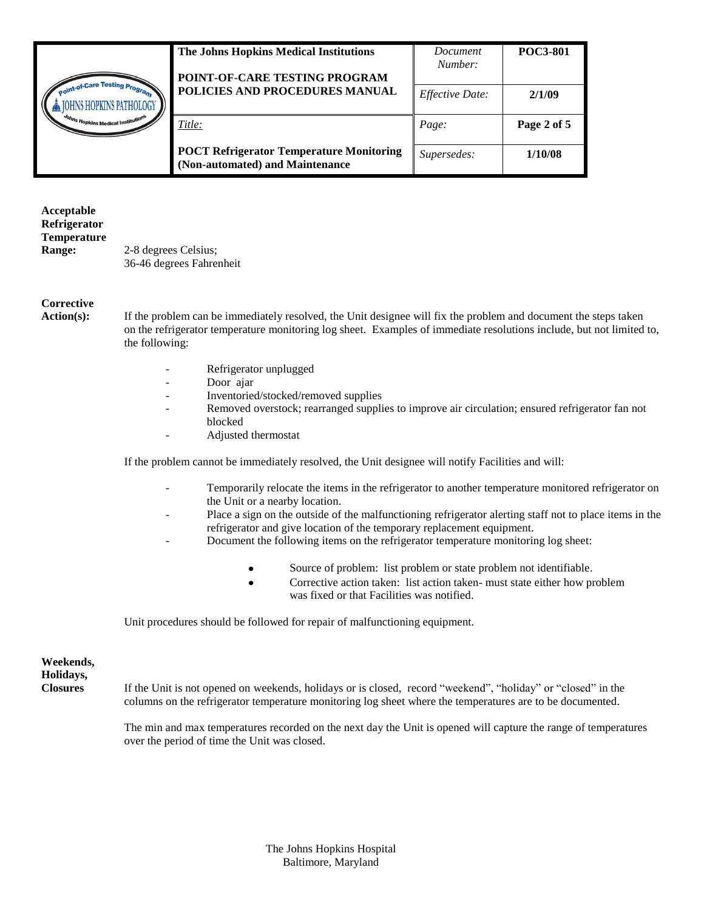**Acceptable Refrigerator Temperature Range:**

2-8 degrees Celsius;
36-46 degrees Fahrenheit

**Corrective Action(s):**

If the problem can be immediately resolved, the Unit designee will fix the problem and document the steps taken on the refrigerator temperature monitoring log sheet. Examples of immediate resolutions include, but not limited to, the following:

- Refrigerator unplugged
- Door ajar
- Inventoried/stocked/removed supplies
- Removed overstock; rearranged supplies to improve air circulation; ensured refrigerator fan not blocked
- Adjusted thermostat

If the problem cannot be immediately resolved, the Unit designee will notify Facilities and will:

- Temporarily relocate the items in the refrigerator to another temperature monitored refrigerator on the Unit or a nearby location.
- Place a sign on the outside of the malfunctioning refrigerator alerting staff not to place items in the refrigerator and give location of the temporary replacement equipment.
- Document the following items on the refrigerator temperature monitoring log sheet:
    - Source of problem: list problem or state problem not identifiable.
    - Corrective action taken: list action taken- must state either how problem was fixed or that Facilities was notified.

Unit procedures should be followed for repair of malfunctioning equipment.

**Weekends, Holidays, Closures**

If the Unit is not opened on weekends, holidays or is closed, record "weekend", "holiday" or "closed" in the columns on the refrigerator temperature monitoring log sheet where the temperatures are to be documented.

The min and max temperatures recorded on the next day the Unit is opened will capture the range of temperatures over the period of time the Unit was closed.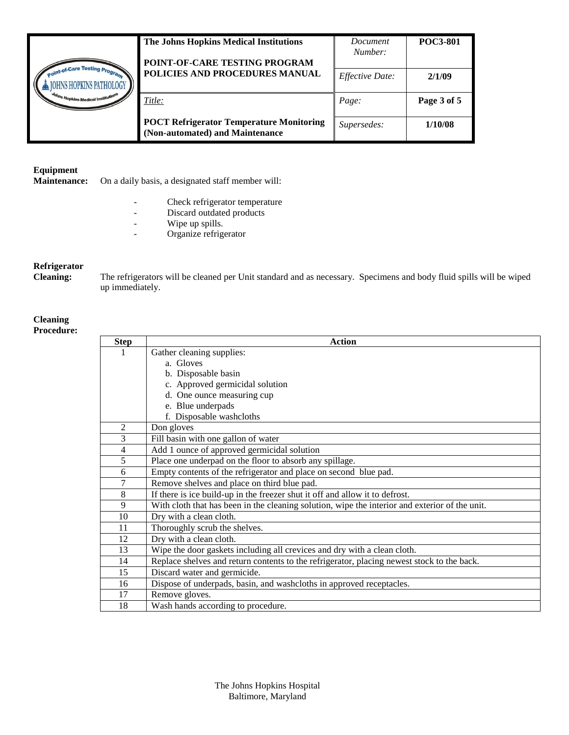**Equipment Maintenance:** On a daily basis, a designated staff member will:

- Check refrigerator temperature
- Discard outdated products
- Wipe up spills.
- Organize refrigerator

**Refrigerator Cleaning:** The refrigerators will be cleaned per Unit standard and as necessary. Specimens and body fluid spills will be wiped up immediately.

**Cleaning Procedure:**

| Step | Action |
|---|---|
| 1 | Gather cleaning supplies:<br>a. Gloves<br>b. Disposable basin<br>c. Approved germicidal solution<br>d. One ounce measuring cup<br>e. Blue underpads<br>f. Disposable washcloths |
| 2 | Don gloves |
| 3 | Fill basin with one gallon of water |
| 4 | Add 1 ounce of approved germicidal solution |
| 5 | Place one underpad on the floor to absorb any spillage. |
| 6 | Empty contents of the refrigerator and place on second blue pad. |
| 7 | Remove shelves and place on third blue pad. |
| 8 | If there is ice build-up in the freezer shut it off and allow it to defrost. |
| 9 | With cloth that has been in the cleaning solution, wipe the interior and exterior of the unit. |
| 10 | Dry with a clean cloth. |
| 11 | Thoroughly scrub the shelves. |
| 12 | Dry with a clean cloth. |
| 13 | Wipe the door gaskets including all crevices and dry with a clean cloth. |
| 14 | Replace shelves and return contents to the refrigerator, placing newest stock to the back. |
| 15 | Discard water and germicide. |
| 16 | Dispose of underpads, basin, and washcloths in approved receptacles. |
| 17 | Remove gloves. |
| 18 | Wash hands according to procedure. |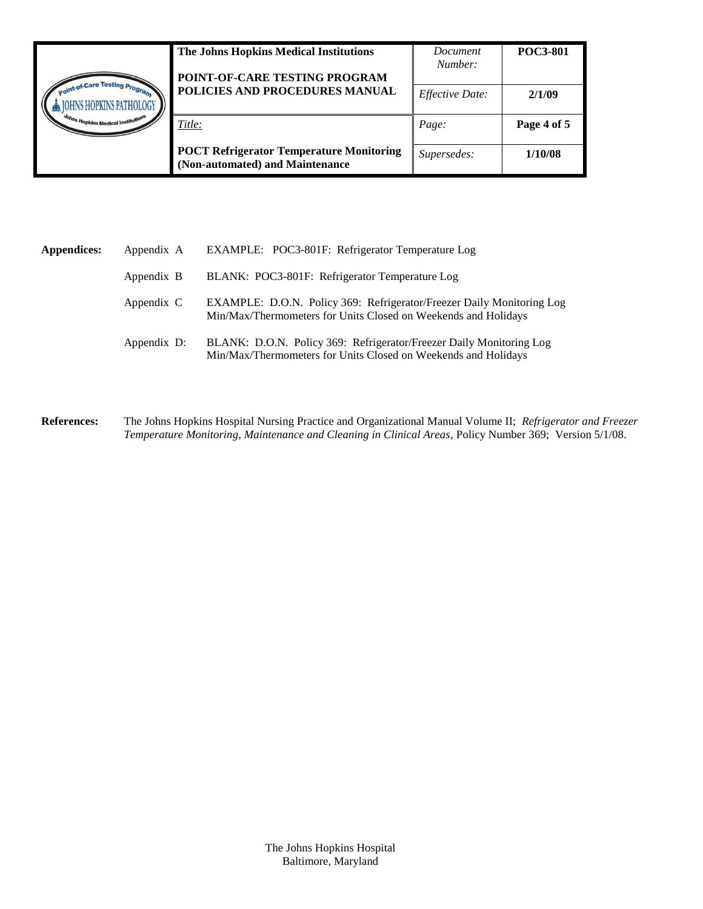**Appendices:**

| | | |
|---|---|---|
| Appendix A | EXAMPLE: POC3-801F: Refrigerator Temperature Log |
| Appendix B | BLANK: POC3-801F: Refrigerator Temperature Log |
| Appendix C | EXAMPLE: D.O.N. Policy 369: Refrigerator/Freezer Daily Monitoring Log Min/Max/Thermometers for Units Closed on Weekends and Holidays |
| Appendix D: | BLANK: D.O.N. Policy 369: Refrigerator/Freezer Daily Monitoring Log Min/Max/Thermometers for Units Closed on Weekends and Holidays |

**References:** The Johns Hopkins Hospital Nursing Practice and Organizational Manual Volume II; *Refrigerator and Freezer Temperature Monitoring, Maintenance and Cleaning in Clinical Areas,* Policy Number 369; Version 5/1/08.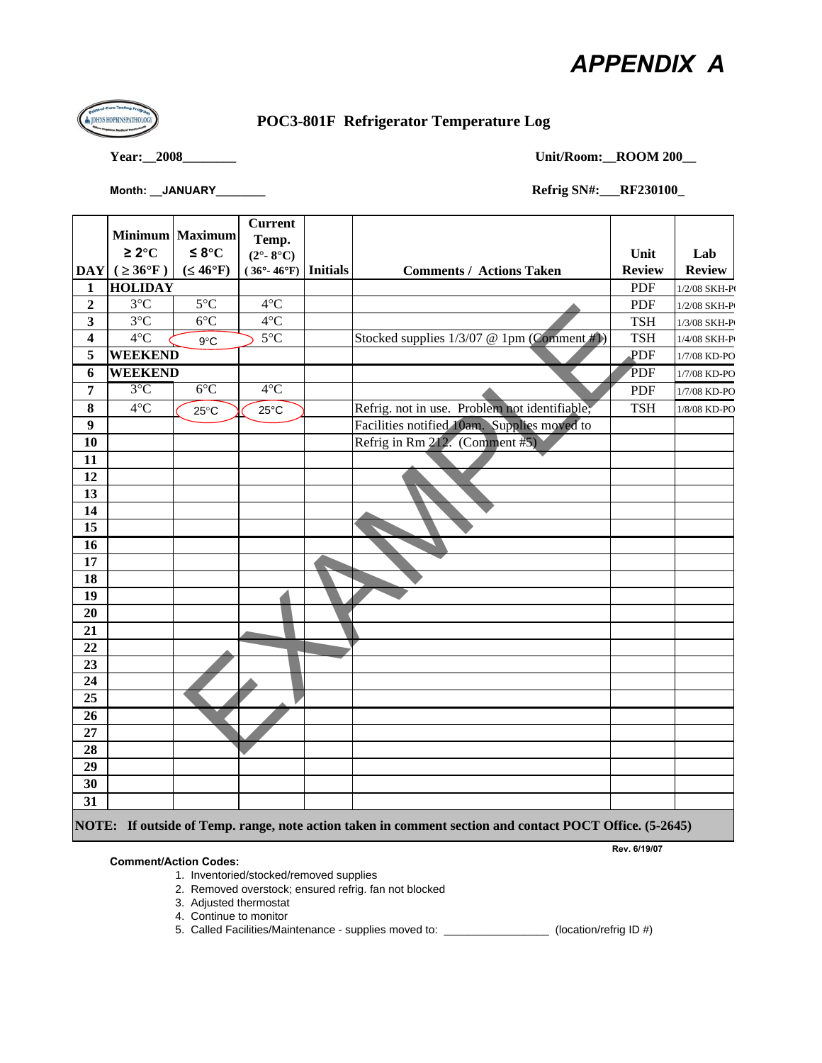# APPENDIX A

## POC3-801F Refrigerator Temperature Log

**Year:__2008________** **Unit/Room:__ROOM 200__**

**Month: __JANUARY________** **Refrig SN#:___RF230100_**

| DAY | Minimum ≥ 2°C (≥ 36°F) | Maximum ≤ 8°C (≤ 46°F) | Current Temp. (2°- 8°C) (36°- 46°F) | Initials | Comments / Actions Taken | Unit Review | Lab Review |
|---|---|---|---|---|---|---|---|
| 1 | HOLIDAY | | | | | PDF | 1/2/08 SKH-P |
| 2 | 3°C | 5°C | 4°C | | | PDF | 1/2/08 SKH-P |
| 3 | 3°C | 6°C | 4°C | | | TSH | 1/3/08 SKH-P |
| 4 | 4°C | 9°C | 5°C | | Stocked supplies 1/3/07 @ 1pm (Comment #1) | TSH | 1/4/08 SKH-P |
| 5 | WEEKEND | | | | | PDF | 1/7/08 KD-PO |
| 6 | WEEKEND | | | | | PDF | 1/7/08 KD-PO |
| 7 | 3°C | 6°C | 4°C | | | PDF | 1/7/08 KD-PO |
| 8 | 4°C | 25°C | 25°C | | Refrig. not in use. Problem not identifiable; | TSH | 1/8/08 KD-PO |
| 9 | | | | | Facilities notified 10am. Supplies moved to | | |
| 10 | | | | | Refrig in Rm 212. (Comment #5) | | |
| 11 | | | | | | | |
| 12 | | | | | | | |
| 13 | | | | | | | |
| 14 | | | | | | | |
| 15 | | | | | | | |
| 16 | | | | | | | |
| 17 | | | | | | | |
| 18 | | | | | | | |
| 19 | | | | | | | |
| 20 | | | | | | | |
| 21 | | | | | | | |
| 22 | | | | | | | |
| 23 | | | | | | | |
| 24 | | | | | | | |
| 25 | | | | | | | |
| 26 | | | | | | | |
| 27 | | | | | | | |
| 28 | | | | | | | |
| 29 | | | | | | | |
| 30 | | | | | | | |
| 31 | | | | | | | |

**NOTE: If outside of Temp. range, note action taken in comment section and contact POCT Office. (5-2645)**

Rev. 6/19/07

EXAMPLE

**Comment/Action Codes:**

1. Inventoried/stocked/removed supplies
2. Removed overstock; ensured refrig. fan not blocked
3. Adjusted thermostat
4. Continue to monitor
5. Called Facilities/Maintenance - supplies moved to: _________________ (location/refrig ID #)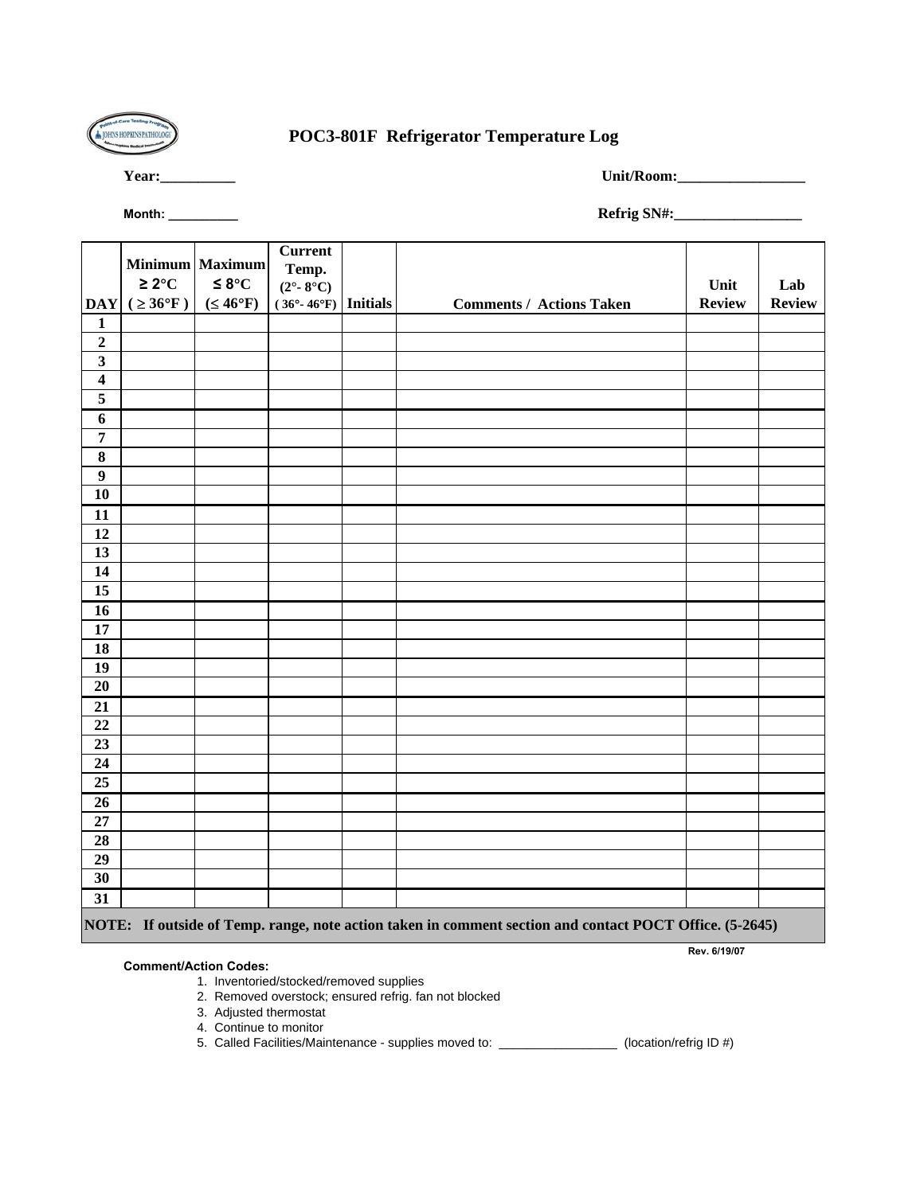# POC3-801F Refrigerator Temperature Log

**Year:__________** **Unit/Room:_________________**

**Month: __________** **Refrig SN#:_________________**

| DAY | Minimum ≥ 2°C (≥ 36°F) | Maximum ≤ 8°C (≤ 46°F) | Current Temp. (2°- 8°C) (36°- 46°F) | Initials | Comments / Actions Taken | Unit Review | Lab Review |
|---|---|---|---|---|---|---|---|
| 1 | | | | | | | |
| 2 | | | | | | | |
| 3 | | | | | | | |
| 4 | | | | | | | |
| 5 | | | | | | | |
| 6 | | | | | | | |
| 7 | | | | | | | |
| 8 | | | | | | | |
| 9 | | | | | | | |
| 10 | | | | | | | |
| 11 | | | | | | | |
| 12 | | | | | | | |
| 13 | | | | | | | |
| 14 | | | | | | | |
| 15 | | | | | | | |
| 16 | | | | | | | |
| 17 | | | | | | | |
| 18 | | | | | | | |
| 19 | | | | | | | |
| 20 | | | | | | | |
| 21 | | | | | | | |
| 22 | | | | | | | |
| 23 | | | | | | | |
| 24 | | | | | | | |
| 25 | | | | | | | |
| 26 | | | | | | | |
| 27 | | | | | | | |
| 28 | | | | | | | |
| 29 | | | | | | | |
| 30 | | | | | | | |
| 31 | | | | | | | |

**NOTE: If outside of Temp. range, note action taken in comment section and contact POCT Office. (5-2645)**

Rev. 6/19/07

**Comment/Action Codes:**

1. Inventoried/stocked/removed supplies
2. Removed overstock; ensured refrig. fan not blocked
3. Adjusted thermostat
4. Continue to monitor
5. Called Facilities/Maintenance - supplies moved to: _________________ (location/refrig ID #)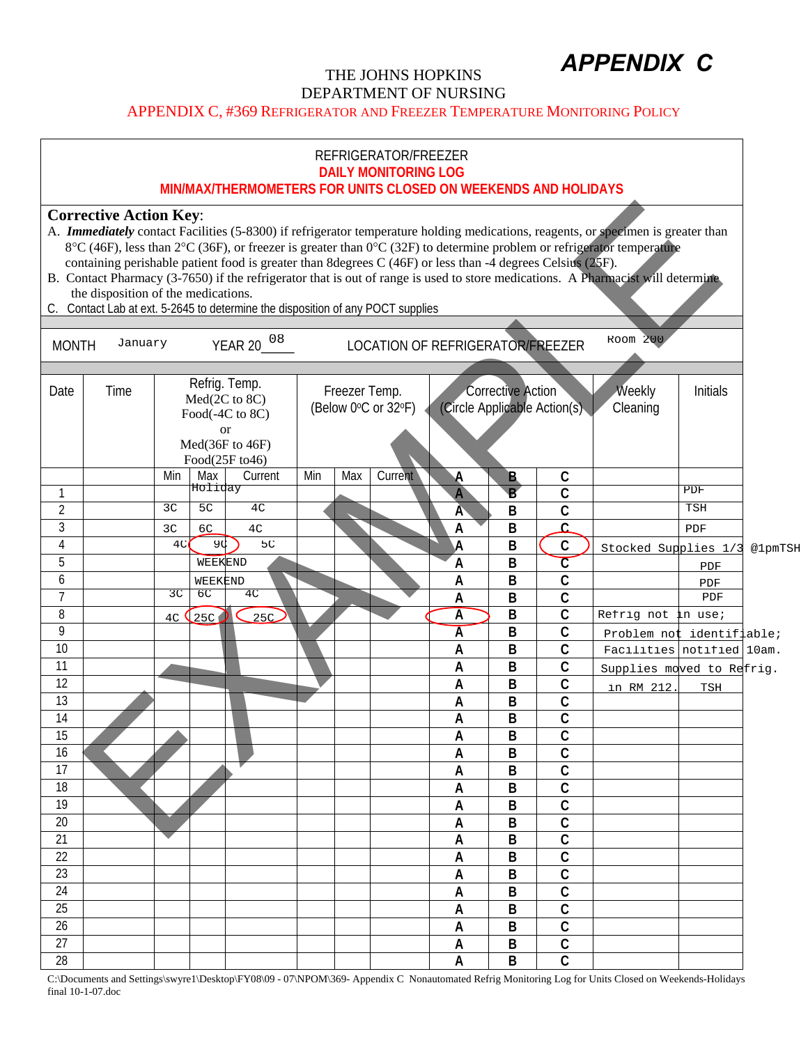**APPENDIX C**

THE JOHNS HOPKINS
DEPARTMENT OF NURSING
APPENDIX C, #369 REFRIGERATOR AND FREEZER TEMPERATURE MONITORING POLICY

REFRIGERATOR/FREEZER
**DAILY MONITORING LOG**
**MIN/MAX/THERMOMETERS FOR UNITS CLOSED ON WEEKENDS AND HOLIDAYS**

**Corrective Action Key**:

A. ***Immediately*** contact Facilities (5-8300) if refrigerator temperature holding medications, reagents, or specimen is greater than 8°C (46F), less than 2°C (36F), or freezer is greater than 0°C (32F) to determine problem or refrigerator temperature containing perishable patient food is greater than 8degrees C (46F) or less than -4 degrees Celsius (25F).
B. Contact Pharmacy (3-7650) if the refrigerator that is out of range is used to store medications. A Pharmacist will determine the disposition of the medications.
C. Contact Lab at ext. 5-2645 to determine the disposition of any POCT supplies

MONTH January YEAR 20 08 LOCATION OF REFRIGERATOR/FREEZER Room 200

| Date | Time | Refrig. Temp. Med(2C to 8C) Food(-4C to 8C) or Med(36F to 46F) Food(25F to46) | | | Freezer Temp. (Below 0°C or 32°F) | | | Corrective Action (Circle Applicable Action(s)) | | | Weekly Cleaning | Initials |
|---|---|---|---|---|---|---|---|---|---|---|---|---|
| | | Min | Max | Current | Min | Max | Current | A | B | C | | |
| 1 | | | Holiday | | | | | A | B | C | | PDF |
| 2 | | 3C | 5C | 4C | | | | A | B | C | | TSH |
| 3 | | 3C | 6C | 4C | | | | A | B | C | | PDF |
| 4 | | 4C | 9C (circled) | 5C | | | | A | B | C (circled) | Stocked Supplies 1/3 @1pmTSH | |
| 5 | | | WEEKEND | | | | | A | B | C | | PDF |
| 6 | | | WEEKEND | | | | | A | B | C | | PDF |
| 7 | | 3C | 6C | 4C | | | | A | B | C | | PDF |
| 8 | | 4C | 25C (circled) | 25C (circled) | | | | A (circled) | B | C | Refrig not in use; | |
| 9 | | | | | | | | A | B | C | Problem not identifiable; | |
| 10 | | | | | | | | A | B | C | Facilities notified | 10am. |
| 11 | | | | | | | | A | B | C | Supplies moved to Refrig. | |
| 12 | | | | | | | | A | B | C | in RM 212. | TSH |
| 13 | | | | | | | | A | B | C | | |
| 14 | | | | | | | | A | B | C | | |
| 15 | | | | | | | | A | B | C | | |
| 16 | | | | | | | | A | B | C | | |
| 17 | | | | | | | | A | B | C | | |
| 18 | | | | | | | | A | B | C | | |
| 19 | | | | | | | | A | B | C | | |
| 20 | | | | | | | | A | B | C | | |
| 21 | | | | | | | | A | B | C | | |
| 22 | | | | | | | | A | B | C | | |
| 23 | | | | | | | | A | B | C | | |
| 24 | | | | | | | | A | B | C | | |
| 25 | | | | | | | | A | B | C | | |
| 26 | | | | | | | | A | B | C | | |
| 27 | | | | | | | | A | B | C | | |
| 28 | | | | | | | | A | B | C | | |

EXAMPLE

C:\Documents and Settings\swyre1\Desktop\FY08\09 - 07\NPOM\369- Appendix C Nonautomated Refrig Monitoring Log for Units Closed on Weekends-Holidays final 10-1-07.doc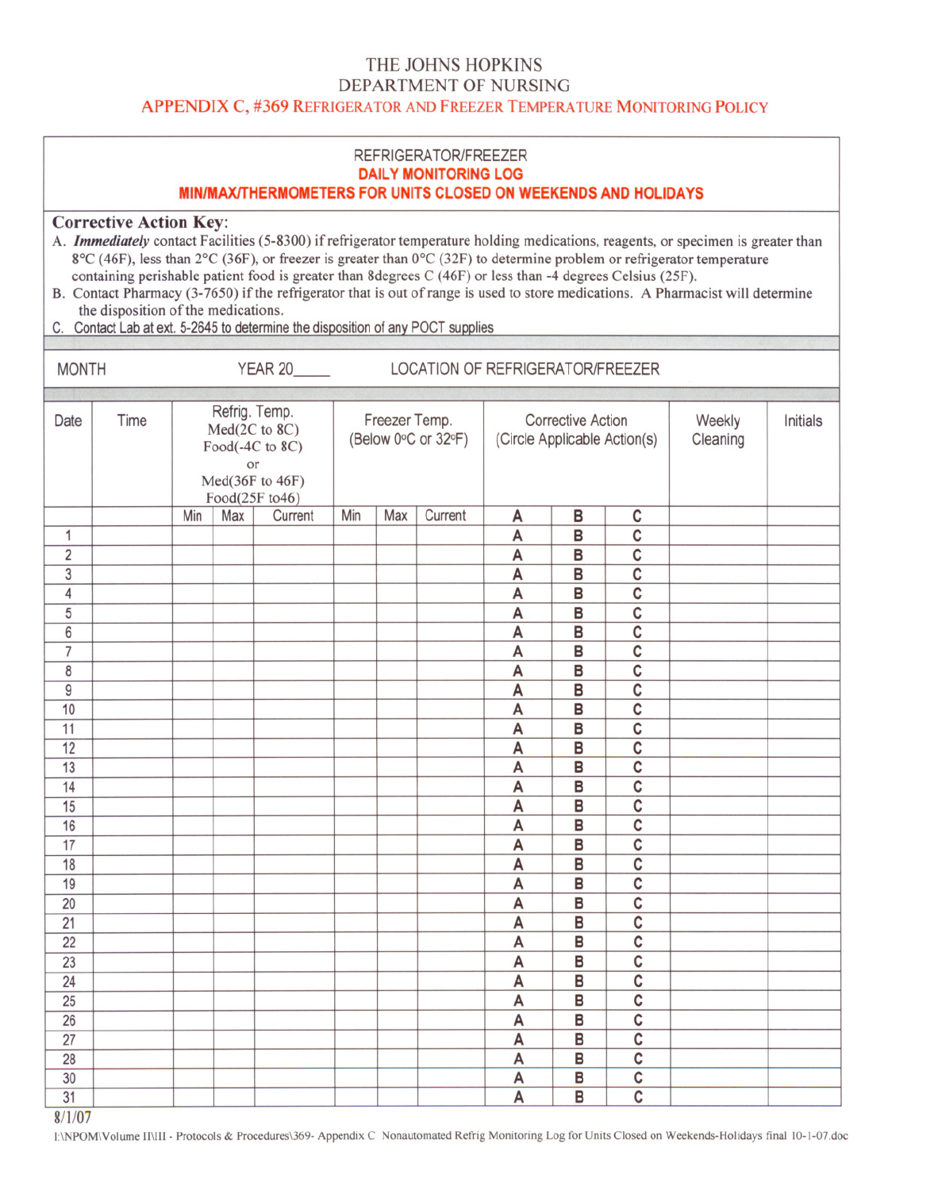# THE JOHNS HOPKINS
## DEPARTMENT OF NURSING
### APPENDIX C, #369 REFRIGERATOR AND FREEZER TEMPERATURE MONITORING POLICY

REFRIGERATOR/FREEZER
**DAILY MONITORING LOG**
**MIN/MAX/THERMOMETERS FOR UNITS CLOSED ON WEEKENDS AND HOLIDAYS**

**Corrective Action Key:**

A. ***Immediately*** contact Facilities (5-8300) if refrigerator temperature holding medications, reagents, or specimen is greater than 8°C (46F), less than 2°C (36F), or freezer is greater than 0°C (32F) to determine problem or refrigerator temperature containing perishable patient food is greater than 8degrees C (46F) or less than -4 degrees Celsius (25F).

B. Contact Pharmacy (3-7650) if the refrigerator that is out of range is used to store medications. A Pharmacist will determine the disposition of the medications.

C. Contact Lab at ext. 5-2645 to determine the disposition of any POCT supplies

MONTH YEAR 20_____ LOCATION OF REFRIGERATOR/FREEZER

| Date | Time | Refrig. Temp. Med(2C to 8C) Food(-4C to 8C) or Med(36F to 46F) Food(25F to46) | | | Freezer Temp. (Below 0°C or 32°F) | | | Corrective Action (Circle Applicable Action(s)) | | | Weekly Cleaning | Initials |
|---|---|---|---|---|---|---|---|---|---|---|---|---|
| | | Min | Max | Current | Min | Max | Current | A | B | C | | |
| 1 | | | | | | | | A | B | C | | |
| 2 | | | | | | | | A | B | C | | |
| 3 | | | | | | | | A | B | C | | |
| 4 | | | | | | | | A | B | C | | |
| 5 | | | | | | | | A | B | C | | |
| 6 | | | | | | | | A | B | C | | |
| 7 | | | | | | | | A | B | C | | |
| 8 | | | | | | | | A | B | C | | |
| 9 | | | | | | | | A | B | C | | |
| 10 | | | | | | | | A | B | C | | |
| 11 | | | | | | | | A | B | C | | |
| 12 | | | | | | | | A | B | C | | |
| 13 | | | | | | | | A | B | C | | |
| 14 | | | | | | | | A | B | C | | |
| 15 | | | | | | | | A | B | C | | |
| 16 | | | | | | | | A | B | C | | |
| 17 | | | | | | | | A | B | C | | |
| 18 | | | | | | | | A | B | C | | |
| 19 | | | | | | | | A | B | C | | |
| 20 | | | | | | | | A | B | C | | |
| 21 | | | | | | | | A | B | C | | |
| 22 | | | | | | | | A | B | C | | |
| 23 | | | | | | | | A | B | C | | |
| 24 | | | | | | | | A | B | C | | |
| 25 | | | | | | | | A | B | C | | |
| 26 | | | | | | | | A | B | C | | |
| 27 | | | | | | | | A | B | C | | |
| 28 | | | | | | | | A | B | C | | |
| 30 | | | | | | | | A | B | C | | |
| 31 | | | | | | | | A | B | C | | |

8/1/07

I:\NPOM\Volume II\II - Protocols & Procedures\369- Appendix C Nonautomated Refrig Monitoring Log for Units Closed on Weekends-Holidays final 10-1-07.doc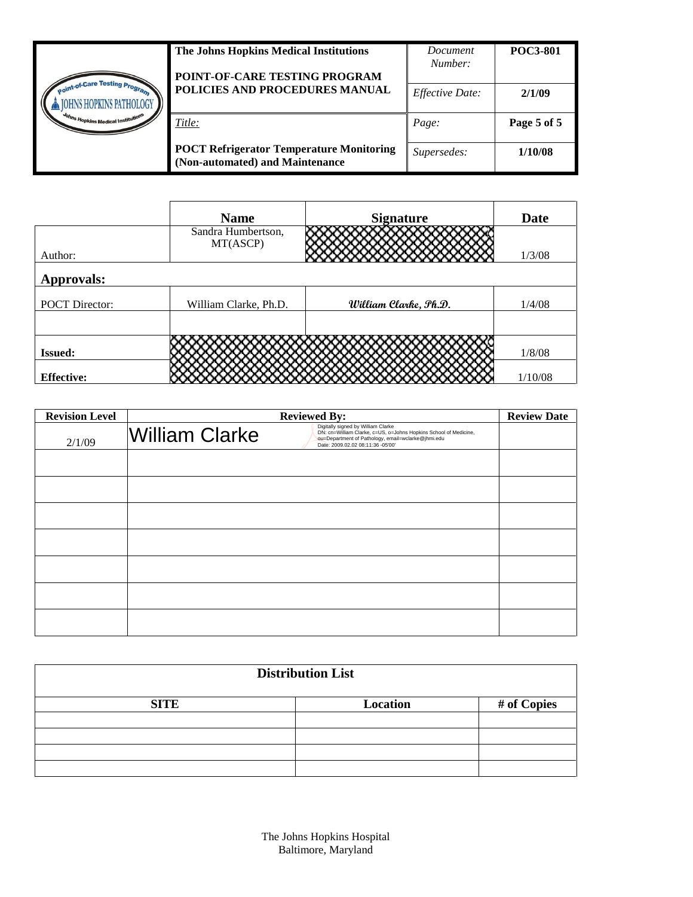| | Name | Signature | Date |
|---|---|---|---|
| Author: | Sandra Humbertson, MT(ASCP) | | 1/3/08 |
| **Approvals:** | | | |
| POCT Director: | William Clarke, Ph.D. | *William Clarke, Ph.D.* | 1/4/08 |
| | | | |
| **Issued:** | | | 1/8/08 |
| **Effective:** | | | 1/10/08 |

| Revision Level | Reviewed By: | Review Date |
|---|---|---|
| 2/1/09 | William Clarke — Digitally signed by William Clarke DN: cn=William Clarke, c=US, o=Johns Hopkins School of Medicine, ou=Department of Pathology, email=wclarke@jhmi.edu Date: 2009.02.02 08:11:36 -05'00' | |
| | | |
| | | |
| | | |
| | | |
| | | |
| | | |
| | | |

**Distribution List**

| SITE | Location | # of Copies |
|---|---|---|
| | | |
| | | |
| | | |
| | | |

The Johns Hopkins Hospital
Baltimore, Maryland